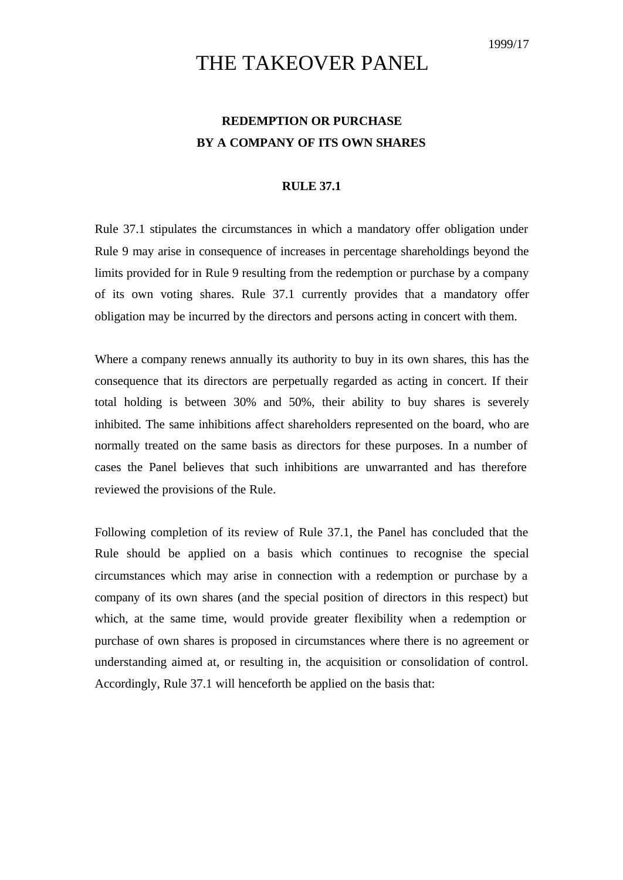1999/17

# THE TAKEOVER PANEL

## REDEMPTION OR PURCHASE BY A COMPANY OF ITS OWN SHARES

### RULE 37.1

Rule 37.1 stipulates the circumstances in which a mandatory offer obligation under Rule 9 may arise in consequence of increases in percentage shareholdings beyond the limits provided for in Rule 9 resulting from the redemption or purchase by a company of its own voting shares. Rule 37.1 currently provides that a mandatory offer obligation may be incurred by the directors and persons acting in concert with them.

Where a company renews annually its authority to buy in its own shares, this has the consequence that its directors are perpetually regarded as acting in concert. If their total holding is between 30% and 50%, their ability to buy shares is severely inhibited. The same inhibitions affect shareholders represented on the board, who are normally treated on the same basis as directors for these purposes. In a number of cases the Panel believes that such inhibitions are unwarranted and has therefore reviewed the provisions of the Rule.

Following completion of its review of Rule 37.1, the Panel has concluded that the Rule should be applied on a basis which continues to recognise the special circumstances which may arise in connection with a redemption or purchase by a company of its own shares (and the special position of directors in this respect) but which, at the same time, would provide greater flexibility when a redemption or purchase of own shares is proposed in circumstances where there is no agreement or understanding aimed at, or resulting in, the acquisition or consolidation of control. Accordingly, Rule 37.1 will henceforth be applied on the basis that: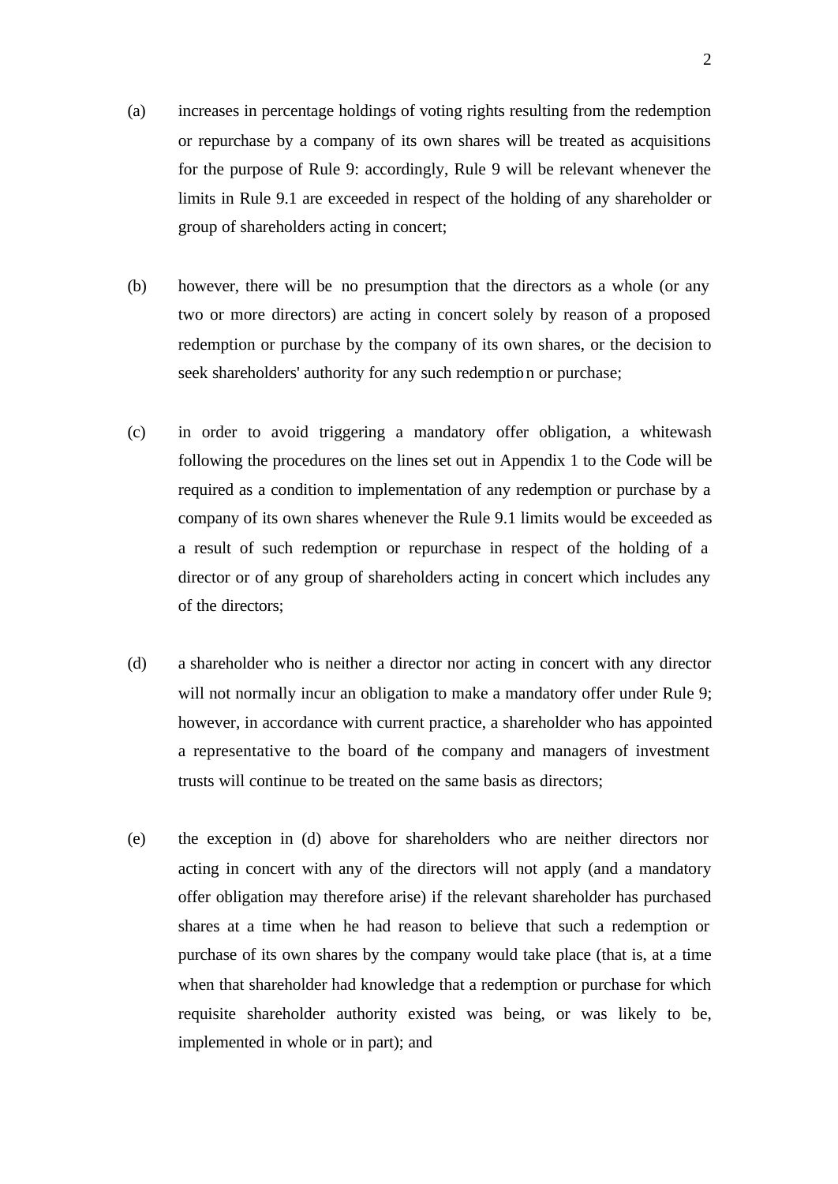(a) increases in percentage holdings of voting rights resulting from the redemption or repurchase by a company of its own shares will be treated as acquisitions for the purpose of Rule 9: accordingly, Rule 9 will be relevant whenever the limits in Rule 9.1 are exceeded in respect of the holding of any shareholder or group of shareholders acting in concert;

(b) however, there will be no presumption that the directors as a whole (or any two or more directors) are acting in concert solely by reason of a proposed redemption or purchase by the company of its own shares, or the decision to seek shareholders' authority for any such redemption or purchase;

(c) in order to avoid triggering a mandatory offer obligation, a whitewash following the procedures on the lines set out in Appendix 1 to the Code will be required as a condition to implementation of any redemption or purchase by a company of its own shares whenever the Rule 9.1 limits would be exceeded as a result of such redemption or repurchase in respect of the holding of a director or of any group of shareholders acting in concert which includes any of the directors;

(d) a shareholder who is neither a director nor acting in concert with any director will not normally incur an obligation to make a mandatory offer under Rule 9; however, in accordance with current practice, a shareholder who has appointed a representative to the board of the company and managers of investment trusts will continue to be treated on the same basis as directors;

(e) the exception in (d) above for shareholders who are neither directors nor acting in concert with any of the directors will not apply (and a mandatory offer obligation may therefore arise) if the relevant shareholder has purchased shares at a time when he had reason to believe that such a redemption or purchase of its own shares by the company would take place (that is, at a time when that shareholder had knowledge that a redemption or purchase for which requisite shareholder authority existed was being, or was likely to be, implemented in whole or in part); and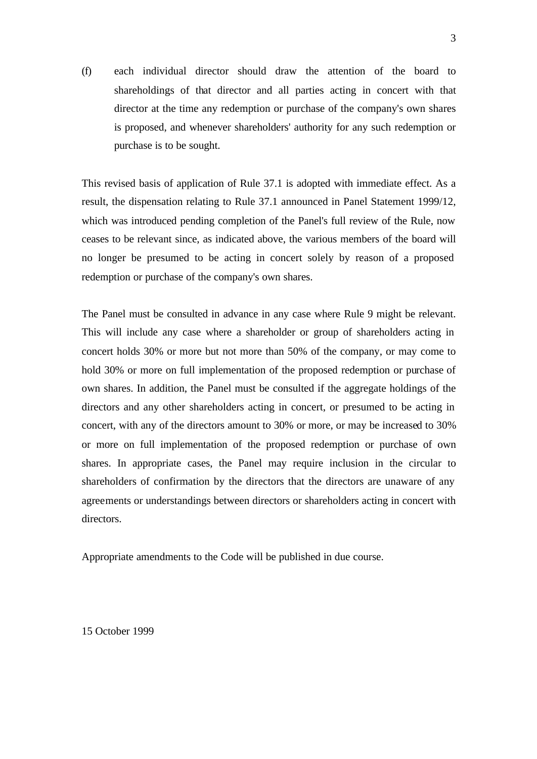(f) each individual director should draw the attention of the board to shareholdings of that director and all parties acting in concert with that director at the time any redemption or purchase of the company's own shares is proposed, and whenever shareholders' authority for any such redemption or purchase is to be sought.

This revised basis of application of Rule 37.1 is adopted with immediate effect. As a result, the dispensation relating to Rule 37.1 announced in Panel Statement 1999/12, which was introduced pending completion of the Panel's full review of the Rule, now ceases to be relevant since, as indicated above, the various members of the board will no longer be presumed to be acting in concert solely by reason of a proposed redemption or purchase of the company's own shares.

The Panel must be consulted in advance in any case where Rule 9 might be relevant. This will include any case where a shareholder or group of shareholders acting in concert holds 30% or more but not more than 50% of the company, or may come to hold 30% or more on full implementation of the proposed redemption or purchase of own shares. In addition, the Panel must be consulted if the aggregate holdings of the directors and any other shareholders acting in concert, or presumed to be acting in concert, with any of the directors amount to 30% or more, or may be increased to 30% or more on full implementation of the proposed redemption or purchase of own shares. In appropriate cases, the Panel may require inclusion in the circular to shareholders of confirmation by the directors that the directors are unaware of any agreements or understandings between directors or shareholders acting in concert with directors.

Appropriate amendments to the Code will be published in due course.

15 October 1999